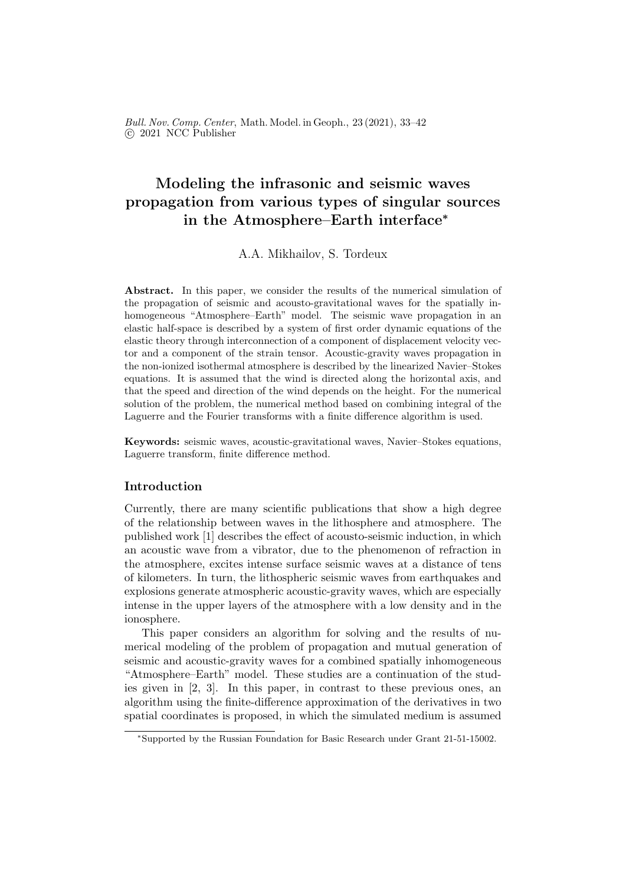# Modeling the infrasonic and seismic waves propagation from various types of singular sources in the Atmosphere–Earth interface*

A.A. Mikhailov, S. Tordeux

**Abstract.** In this paper, we consider the results of the numerical simulation of the propagation of seismic and acousto-gravitational waves for the spatially inhomogeneous "Atmosphere–Earth" model. The seismic wave propagation in an elastic half-space is described by a system of first order dynamic equations of the elastic theory through interconnection of a component of displacement velocity vector and a component of the strain tensor. Acoustic-gravity waves propagation in the non-ionized isothermal atmosphere is described by the linearized Navier–Stokes equations. It is assumed that the wind is directed along the horizontal axis, and that the speed and direction of the wind depends on the height. For the numerical solution of the problem, the numerical method based on combining integral of the Laguerre and the Fourier transforms with a finite difference algorithm is used.

**Keywords:** seismic waves, acoustic-gravitational waves, Navier–Stokes equations, Laguerre transform, finite difference method.

## Introduction

Currently, there are many scientific publications that show a high degree of the relationship between waves in the lithosphere and atmosphere. The published work [1] describes the effect of acousto-seismic induction, in which an acoustic wave from a vibrator, due to the phenomenon of refraction in the atmosphere, excites intense surface seismic waves at a distance of tens of kilometers. In turn, the lithospheric seismic waves from earthquakes and explosions generate atmospheric acoustic-gravity waves, which are especially intense in the upper layers of the atmosphere with a low density and in the ionosphere.

This paper considers an algorithm for solving and the results of numerical modeling of the problem of propagation and mutual generation of seismic and acoustic-gravity waves for a combined spatially inhomogeneous "Atmosphere–Earth" model. These studies are a continuation of the studies given in [2, 3]. In this paper, in contrast to these previous ones, an algorithm using the finite-difference approximation of the derivatives in two spatial coordinates is proposed, in which the simulated medium is assumed

*Supported by the Russian Foundation for Basic Research under Grant 21-51-15002.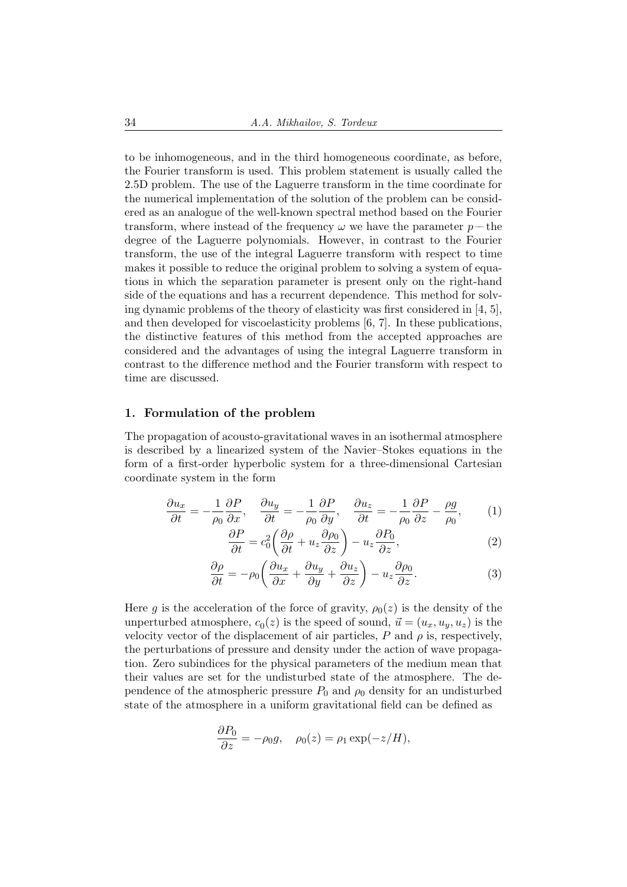to be inhomogeneous, and in the third homogeneous coordinate, as before, the Fourier transform is used. This problem statement is usually called the 2.5D problem. The use of the Laguerre transform in the time coordinate for the numerical implementation of the solution of the problem can be considered as an analogue of the well-known spectral method based on the Fourier transform, where instead of the frequency $\omega$ we have the parameter $p$— the degree of the Laguerre polynomials. However, in contrast to the Fourier transform, the use of the integral Laguerre transform with respect to time makes it possible to reduce the original problem to solving a system of equations in which the separation parameter is present only on the right-hand side of the equations and has a recurrent dependence. This method for solving dynamic problems of the theory of elasticity was first considered in [4, 5], and then developed for viscoelasticity problems [6, 7]. In these publications, the distinctive features of this method from the accepted approaches are considered and the advantages of using the integral Laguerre transform in contrast to the difference method and the Fourier transform with respect to time are discussed.

## 1. Formulation of the problem

The propagation of acousto-gravitational waves in an isothermal atmosphere is described by a linearized system of the Navier–Stokes equations in the form of a first-order hyperbolic system for a three-dimensional Cartesian coordinate system in the form

$$\frac{\partial u_x}{\partial t} = -\frac{1}{\rho_0}\frac{\partial P}{\partial x}, \quad \frac{\partial u_y}{\partial t} = -\frac{1}{\rho_0}\frac{\partial P}{\partial y}, \quad \frac{\partial u_z}{\partial t} = -\frac{1}{\rho_0}\frac{\partial P}{\partial z} - \frac{\rho g}{\rho_0}, \tag{1}$$

$$\frac{\partial P}{\partial t} = c_0^2\left(\frac{\partial \rho}{\partial t} + u_z\frac{\partial \rho_0}{\partial z}\right) - u_z\frac{\partial P_0}{\partial z}, \tag{2}$$

$$\frac{\partial \rho}{\partial t} = -\rho_0\left(\frac{\partial u_x}{\partial x} + \frac{\partial u_y}{\partial y} + \frac{\partial u_z}{\partial z}\right) - u_z\frac{\partial \rho_0}{\partial z}. \tag{3}$$

Here $g$ is the acceleration of the force of gravity, $\rho_0(z)$ is the density of the unperturbed atmosphere, $c_0(z)$ is the speed of sound, $\vec{u} = (u_x, u_y, u_z)$ is the velocity vector of the displacement of air particles, $P$ and $\rho$ is, respectively, the perturbations of pressure and density under the action of wave propagation. Zero subindices for the physical parameters of the medium mean that their values are set for the undisturbed state of the atmosphere. The dependence of the atmospheric pressure $P_0$ and $\rho_0$ density for an undisturbed state of the atmosphere in a uniform gravitational field can be defined as

$$\frac{\partial P_0}{\partial z} = -\rho_0 g, \quad \rho_0(z) = \rho_1 \exp(-z/H),$$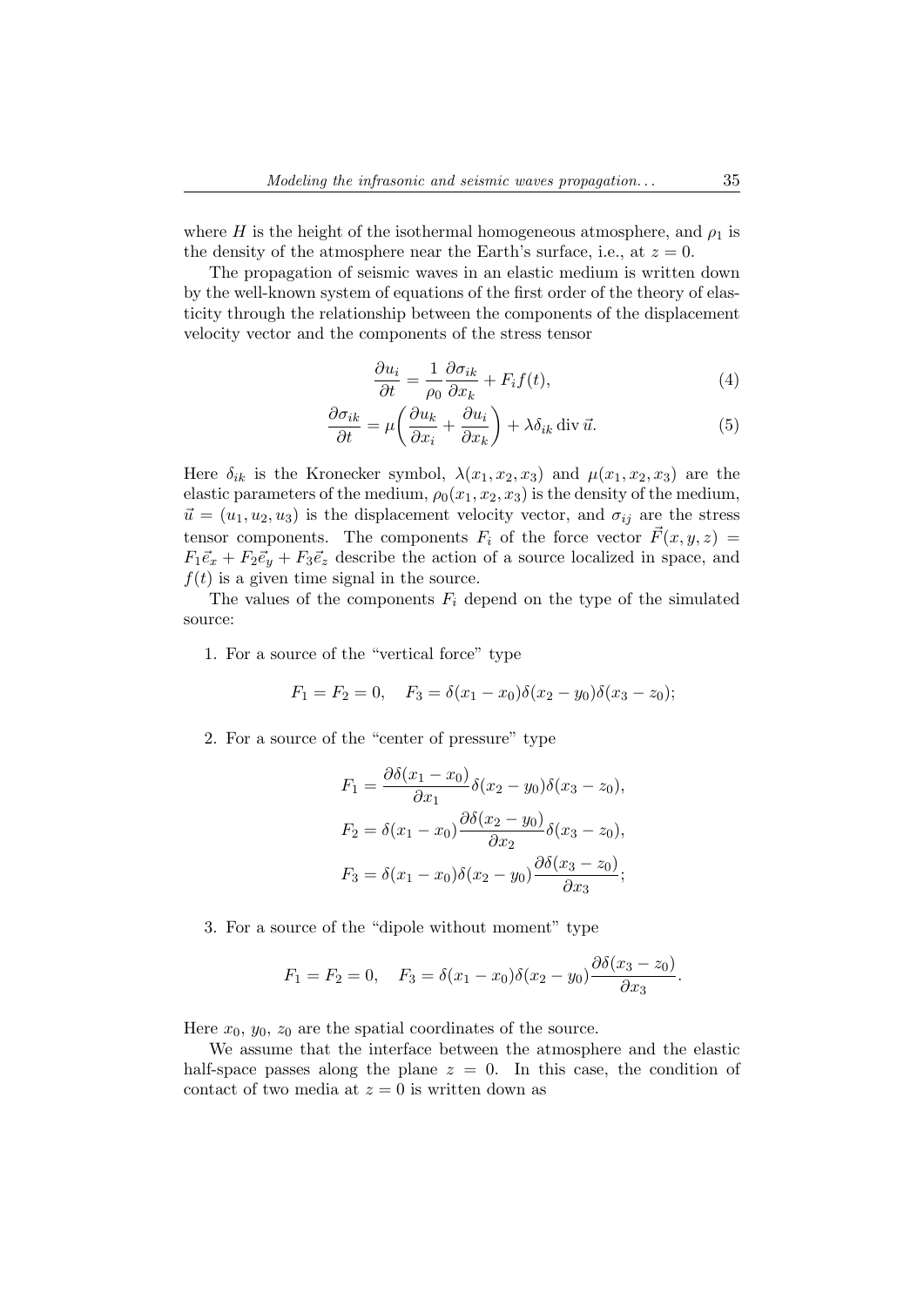where $H$ is the height of the isothermal homogeneous atmosphere, and $\rho_1$ is the density of the atmosphere near the Earth's surface, i.e., at $z = 0$.

The propagation of seismic waves in an elastic medium is written down by the well-known system of equations of the first order of the theory of elasticity through the relationship between the components of the displacement velocity vector and the components of the stress tensor

$$\frac{\partial u_i}{\partial t} = \frac{1}{\rho_0} \frac{\partial \sigma_{ik}}{\partial x_k} + F_i f(t), \tag{4}$$

$$\frac{\partial \sigma_{ik}}{\partial t} = \mu \left( \frac{\partial u_k}{\partial x_i} + \frac{\partial u_i}{\partial x_k} \right) + \lambda \delta_{ik} \operatorname{div} \vec{u}. \tag{5}$$

Here $\delta_{ik}$ is the Kronecker symbol, $\lambda(x_1, x_2, x_3)$ and $\mu(x_1, x_2, x_3)$ are the elastic parameters of the medium, $\rho_0(x_1, x_2, x_3)$ is the density of the medium, $\vec{u} = (u_1, u_2, u_3)$ is the displacement velocity vector, and $\sigma_{ij}$ are the stress tensor components. The components $F_i$ of the force vector $\vec{F}(x, y, z) = F_1\vec{e}_x + F_2\vec{e}_y + F_3\vec{e}_z$ describe the action of a source localized in space, and $f(t)$ is a given time signal in the source.

The values of the components $F_i$ depend on the type of the simulated source:

1. For a source of the "vertical force" type

$$F_1 = F_2 = 0, \quad F_3 = \delta(x_1 - x_0)\delta(x_2 - y_0)\delta(x_3 - z_0);$$

2. For a source of the "center of pressure" type

$$F_1 = \frac{\partial \delta(x_1 - x_0)}{\partial x_1} \delta(x_2 - y_0)\delta(x_3 - z_0),$$

$$F_2 = \delta(x_1 - x_0) \frac{\partial \delta(x_2 - y_0)}{\partial x_2} \delta(x_3 - z_0),$$

$$F_3 = \delta(x_1 - x_0)\delta(x_2 - y_0) \frac{\partial \delta(x_3 - z_0)}{\partial x_3};$$

3. For a source of the "dipole without moment" type

$$F_1 = F_2 = 0, \quad F_3 = \delta(x_1 - x_0)\delta(x_2 - y_0) \frac{\partial \delta(x_3 - z_0)}{\partial x_3}.$$

Here $x_0$, $y_0$, $z_0$ are the spatial coordinates of the source.

We assume that the interface between the atmosphere and the elastic half-space passes along the plane $z = 0$. In this case, the condition of contact of two media at $z = 0$ is written down as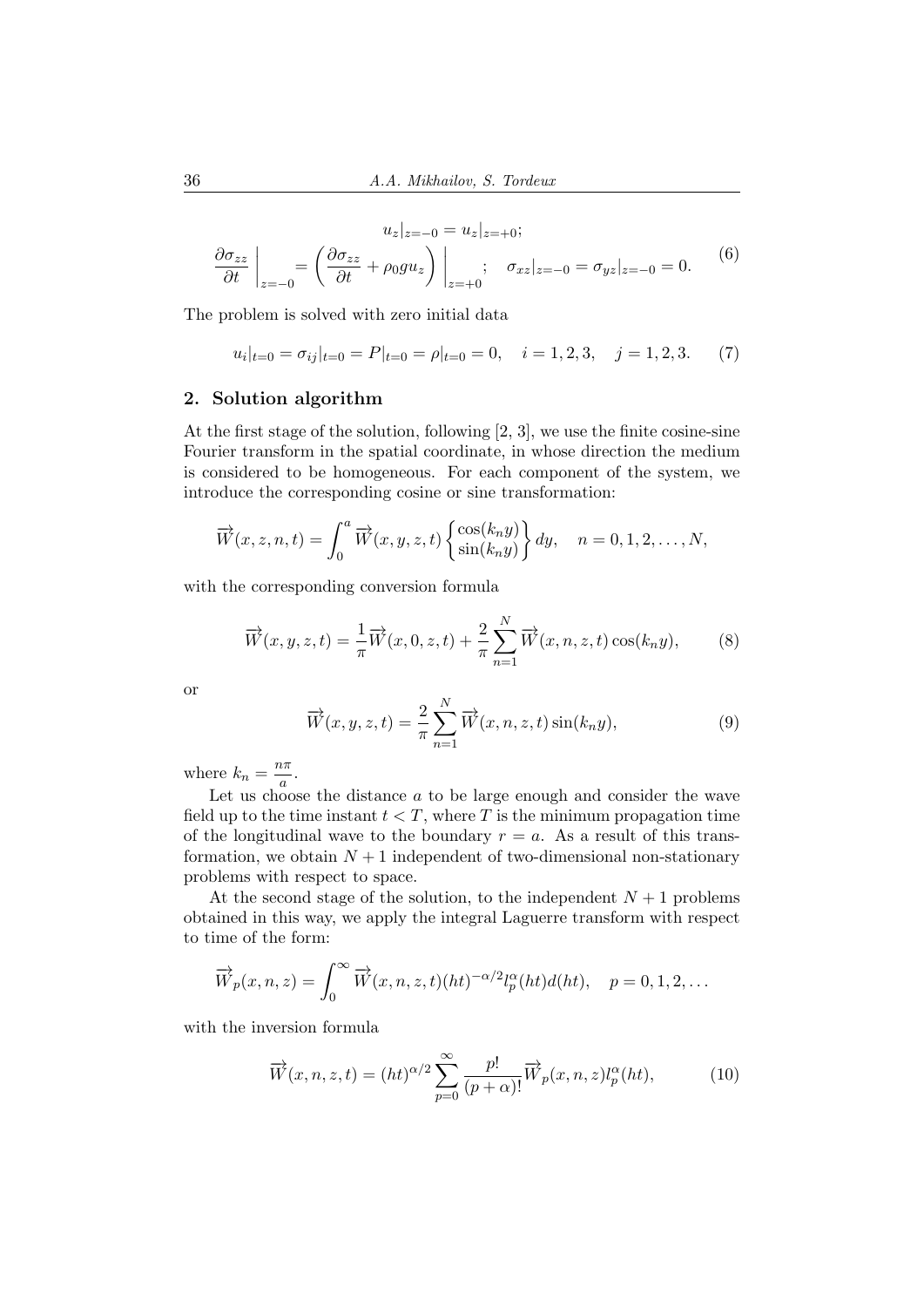$$
\begin{gathered}
u_z|_{z=-0} = u_z|_{z=+0}; \\
\frac{\partial \sigma_{zz}}{\partial t}\Bigg|_{z=-0} = \left(\frac{\partial \sigma_{zz}}{\partial t} + \rho_0 g u_z\right)\Bigg|_{z=+0}; \quad \sigma_{xz}|_{z=-0} = \sigma_{yz}|_{z=-0} = 0.
\end{gathered}
\tag{6}
$$

The problem is solved with zero initial data

$$
u_i|_{t=0} = \sigma_{ij}|_{t=0} = P|_{t=0} = \rho|_{t=0} = 0, \quad i = 1,2,3, \quad j = 1,2,3. \tag{7}
$$

## 2. Solution algorithm

At the first stage of the solution, following [2, 3], we use the finite cosine-sine Fourier transform in the spatial coordinate, in whose direction the medium is considered to be homogeneous. For each component of the system, we introduce the corresponding cosine or sine transformation:

$$
\overrightarrow{W}(x,z,n,t) = \int_0^a \overrightarrow{W}(x,y,z,t) \begin{Bmatrix} \cos(k_n y) \\ \sin(k_n y) \end{Bmatrix} dy, \quad n = 0,1,2,\ldots,N,
$$

with the corresponding conversion formula

$$
\overrightarrow{W}(x,y,z,t) = \frac{1}{\pi}\overrightarrow{W}(x,0,z,t) + \frac{2}{\pi}\sum_{n=1}^{N} \overrightarrow{W}(x,n,z,t)\cos(k_n y), \tag{8}
$$

or

$$
\overrightarrow{W}(x,y,z,t) = \frac{2}{\pi}\sum_{n=1}^{N} \overrightarrow{W}(x,n,z,t)\sin(k_n y), \tag{9}
$$

where $k_n = \frac{n\pi}{a}$.

Let us choose the distance $a$ to be large enough and consider the wave field up to the time instant $t < T$, where $T$ is the minimum propagation time of the longitudinal wave to the boundary $r = a$. As a result of this transformation, we obtain $N+1$ independent of two-dimensional non-stationary problems with respect to space.

At the second stage of the solution, to the independent $N+1$ problems obtained in this way, we apply the integral Laguerre transform with respect to time of the form:

$$
\overrightarrow{W}_p(x,n,z) = \int_0^\infty \overrightarrow{W}(x,n,z,t)(ht)^{-\alpha/2} l_p^\alpha(ht) d(ht), \quad p = 0,1,2,\ldots
$$

with the inversion formula

$$
\overrightarrow{W}(x,n,z,t) = (ht)^{\alpha/2}\sum_{p=0}^{\infty} \frac{p!}{(p+\alpha)!}\overrightarrow{W}_p(x,n,z) l_p^\alpha(ht), \tag{10}
$$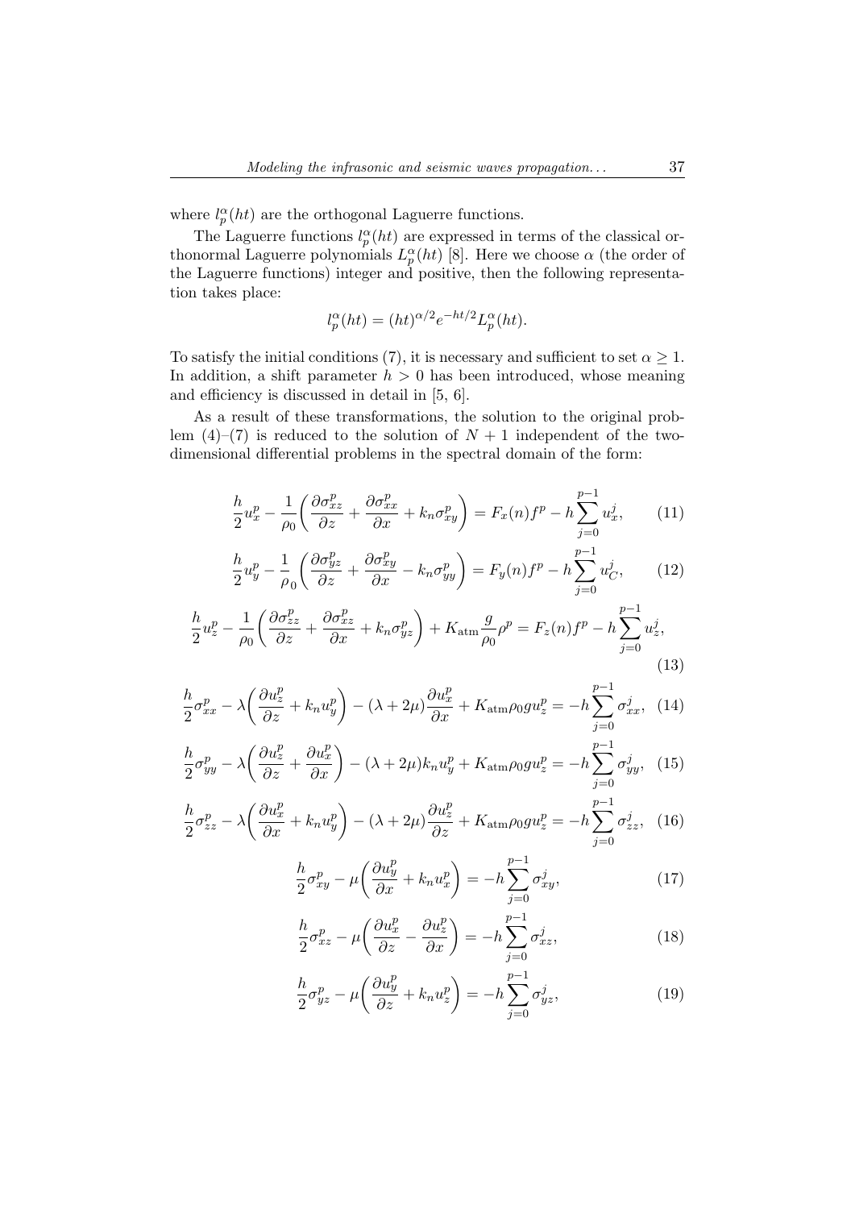where $l_p^\alpha(ht)$ are the orthogonal Laguerre functions.

The Laguerre functions $l_p^\alpha(ht)$ are expressed in terms of the classical orthonormal Laguerre polynomials $L_p^\alpha(ht)$ [8]. Here we choose $\alpha$ (the order of the Laguerre functions) integer and positive, then the following representation takes place:

$$l_p^\alpha(ht) = (ht)^{\alpha/2} e^{-ht/2} L_p^\alpha(ht).$$

To satisfy the initial conditions (7), it is necessary and sufficient to set $\alpha \geq 1$. In addition, a shift parameter $h > 0$ has been introduced, whose meaning and efficiency is discussed in detail in [5, 6].

As a result of these transformations, the solution to the original problem (4)–(7) is reduced to the solution of $N+1$ independent of the two-dimensional differential problems in the spectral domain of the form:

$$\frac{h}{2} u_x^p - \frac{1}{\rho_0}\left(\frac{\partial \sigma_{xz}^p}{\partial z} + \frac{\partial \sigma_{xx}^p}{\partial x} + k_n \sigma_{xy}^p\right) = F_x(n) f^p - h \sum_{j=0}^{p-1} u_x^j, \tag{11}$$

$$\frac{h}{2} u_y^p - \frac{1}{\rho_0}\left(\frac{\partial \sigma_{yz}^p}{\partial z} + \frac{\partial \sigma_{xy}^p}{\partial x} - k_n \sigma_{yy}^p\right) = F_y(n) f^p - h \sum_{j=0}^{p-1} u_C^j, \tag{12}$$

$$\frac{h}{2} u_z^p - \frac{1}{\rho_0}\left(\frac{\partial \sigma_{zz}^p}{\partial z} + \frac{\partial \sigma_{xz}^p}{\partial x} + k_n \sigma_{yz}^p\right) + K_{\mathrm{atm}} \frac{g}{\rho_0} \rho^p = F_z(n) f^p - h \sum_{j=0}^{p-1} u_z^j, \tag{13}$$

$$\frac{h}{2} \sigma_{xx}^p - \lambda\left(\frac{\partial u_z^p}{\partial z} + k_n u_y^p\right) - (\lambda + 2\mu)\frac{\partial u_x^p}{\partial x} + K_{\mathrm{atm}} \rho_0 g u_z^p = -h \sum_{j=0}^{p-1} \sigma_{xx}^j, \tag{14}$$

$$\frac{h}{2} \sigma_{yy}^p - \lambda\left(\frac{\partial u_z^p}{\partial z} + \frac{\partial u_x^p}{\partial x}\right) - (\lambda + 2\mu) k_n u_y^p + K_{\mathrm{atm}} \rho_0 g u_z^p = -h \sum_{j=0}^{p-1} \sigma_{yy}^j, \tag{15}$$

$$\frac{h}{2} \sigma_{zz}^p - \lambda\left(\frac{\partial u_x^p}{\partial x} + k_n u_y^p\right) - (\lambda + 2\mu)\frac{\partial u_z^p}{\partial z} + K_{\mathrm{atm}} \rho_0 g u_z^p = -h \sum_{j=0}^{p-1} \sigma_{zz}^j, \tag{16}$$

$$\frac{h}{2} \sigma_{xy}^p - \mu\left(\frac{\partial u_y^p}{\partial x} + k_n u_x^p\right) = -h \sum_{j=0}^{p-1} \sigma_{xy}^j, \tag{17}$$

$$\frac{h}{2} \sigma_{xz}^p - \mu\left(\frac{\partial u_x^p}{\partial z} - \frac{\partial u_z^p}{\partial x}\right) = -h \sum_{j=0}^{p-1} \sigma_{xz}^j, \tag{18}$$

$$\frac{h}{2} \sigma_{yz}^p - \mu\left(\frac{\partial u_y^p}{\partial z} + k_n u_z^p\right) = -h \sum_{j=0}^{p-1} \sigma_{yz}^j, \tag{19}$$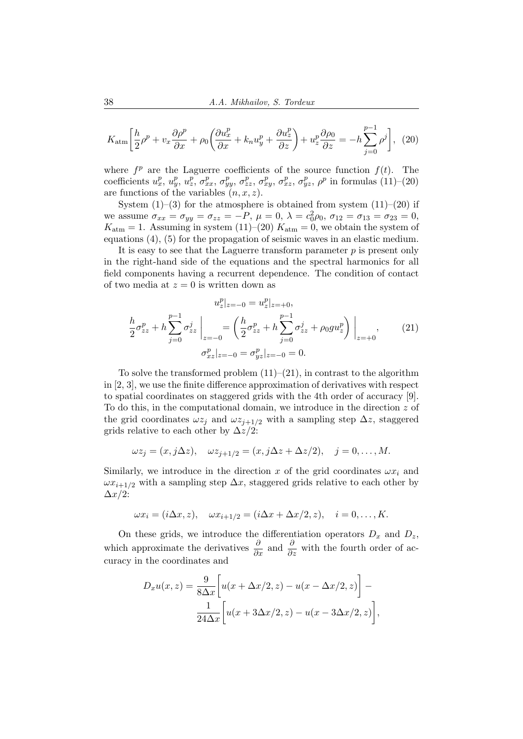$$K_{\text{atm}}\left[\frac{h}{2}\rho^p + v_x\frac{\partial \rho^p}{\partial x} + \rho_0\left(\frac{\partial u_x^p}{\partial x} + k_n u_y^p + \frac{\partial u_z^p}{\partial z}\right) + u_z^p\frac{\partial \rho_0}{\partial z} = -h\sum_{j=0}^{p-1}\rho^j\right], \quad (20)$$

where $f^p$ are the Laguerre coefficients of the source function $f(t)$. The coefficients $u_x^p$, $u_y^p$, $u_z^p$, $\sigma_{xx}^p$, $\sigma_{yy}^p$, $\sigma_{zz}^p$, $\sigma_{xy}^p$, $\sigma_{xz}^p$, $\sigma_{yz}^p$, $\rho^p$ in formulas (11)–(20) are functions of the variables $(n, x, z)$.

System (1)–(3) for the atmosphere is obtained from system (11)–(20) if we assume $\sigma_{xx} = \sigma_{yy} = \sigma_{zz} = -P$, $\mu = 0$, $\lambda = c_0^2\rho_0$, $\sigma_{12} = \sigma_{13} = \sigma_{23} = 0$, $K_{\text{atm}} = 1$. Assuming in system (11)–(20) $K_{\text{atm}} = 0$, we obtain the system of equations (4), (5) for the propagation of seismic waves in an elastic medium.

It is easy to see that the Laguerre transform parameter $p$ is present only in the right-hand side of the equations and the spectral harmonics for all field components having a recurrent dependence. The condition of contact of two media at $z = 0$ is written down as

$$\begin{gathered} u_z^p|_{z=-0} = u_z^p|_{z=+0}, \\ \frac{h}{2}\sigma_{zz}^p + h\sum_{j=0}^{p-1}\sigma_{zz}^j\,\bigg|_{z=-0} = \left(\frac{h}{2}\sigma_{zz}^p + h\sum_{j=0}^{p-1}\sigma_{zz}^j + \rho_0 g u_z^p\right)\bigg|_{z=+0}, \\ \sigma_{xz}^p|_{z=-0} = \sigma_{yz}^p|_{z=-0} = 0. \end{gathered} \quad (21)$$

To solve the transformed problem (11)–(21), in contrast to the algorithm in [2, 3], we use the finite difference approximation of derivatives with respect to spatial coordinates on staggered grids with the 4th order of accuracy [9]. To do this, in the computational domain, we introduce in the direction $z$ of the grid coordinates $\omega z_j$ and $\omega z_{j+1/2}$ with a sampling step $\Delta z$, staggered grids relative to each other by $\Delta z/2$:

$$\omega z_j = (x, j\Delta z), \quad \omega z_{j+1/2} = (x, j\Delta z + \Delta z/2), \quad j = 0, \ldots, M.$$

Similarly, we introduce in the direction $x$ of the grid coordinates $\omega x_i$ and $\omega x_{i+1/2}$ with a sampling step $\Delta x$, staggered grids relative to each other by $\Delta x/2$:

$$\omega x_i = (i\Delta x, z), \quad \omega x_{i+1/2} = (i\Delta x + \Delta x/2, z), \quad i = 0, \ldots, K.$$

On these grids, we introduce the differentiation operators $D_x$ and $D_z$, which approximate the derivatives $\dfrac{\partial}{\partial x}$ and $\dfrac{\partial}{\partial z}$ with the fourth order of accuracy in the coordinates and

$$\begin{aligned} D_x u(x,z) = \frac{9}{8\Delta x}\bigg[u(x+\Delta x/2, z) - u(x-\Delta x/2, z)\bigg] - \\ \frac{1}{24\Delta x}\bigg[u(x+3\Delta x/2, z) - u(x-3\Delta x/2, z)\bigg], \end{aligned}$$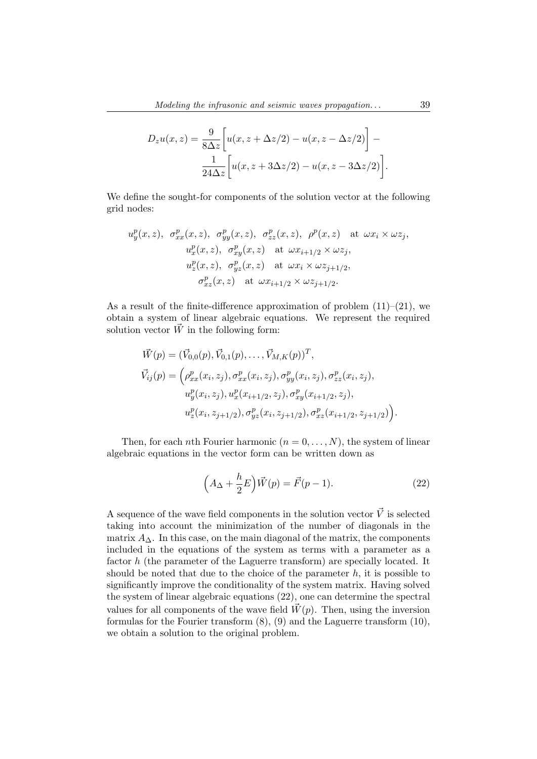$$D_z u(x,z) = \frac{9}{8\Delta z}\bigg[u(x, z+\Delta z/2) - u(x, z-\Delta z/2)\bigg] - \frac{1}{24\Delta z}\bigg[u(x, z+3\Delta z/2) - u(x, z-3\Delta z/2)\bigg].$$

We define the sought-for components of the solution vector at the following grid nodes:

$$\begin{gathered}
u_y^p(x,z),\;\; \sigma_{xx}^p(x,z),\;\; \sigma_{yy}^p(x,z),\;\; \sigma_{zz}^p(x,z),\;\; \rho^p(x,z) \quad \text{at } \omega x_i \times \omega z_j, \\
u_x^p(x,z),\;\; \sigma_{xy}^p(x,z) \quad \text{at } \omega x_{i+1/2} \times \omega z_j, \\
u_z^p(x,z),\;\; \sigma_{yz}^p(x,z) \quad \text{at } \omega x_i \times \omega z_{j+1/2}, \\
\sigma_{xz}^p(x,z) \quad \text{at } \omega x_{i+1/2} \times \omega z_{j+1/2}.
\end{gathered}$$

As a result of the finite-difference approximation of problem (11)–(21), we obtain a system of linear algebraic equations. We represent the required solution vector $\vec{W}$ in the following form:

$$\begin{aligned}
\vec{W}(p) &= (\vec{V}_{0,0}(p), \vec{V}_{0,1}(p), \ldots, \vec{V}_{M,K}(p))^T, \\
\vec{V}_{ij}(p) &= \Big(\rho_{xx}^p(x_i,z_j), \sigma_{xx}^p(x_i,z_j), \sigma_{yy}^p(x_i,z_j), \sigma_{zz}^p(x_i,z_j), \\
&\qquad u_y^p(x_i,z_j), u_x^p(x_{i+1/2},z_j), \sigma_{xy}^p(x_{i+1/2},z_j), \\
&\qquad u_z^p(x_i,z_{j+1/2}), \sigma_{yz}^p(x_i,z_{j+1/2}), \sigma_{xz}^p(x_{i+1/2},z_{j+1/2})\Big).
\end{aligned}$$

Then, for each $n$th Fourier harmonic ($n = 0, \ldots, N$), the system of linear algebraic equations in the vector form can be written down as

$$\Big(A_\Delta + \frac{h}{2}E\Big)\vec{W}(p) = \vec{F}(p-1). \tag{22}$$

A sequence of the wave field components in the solution vector $\vec{V}$ is selected taking into account the minimization of the number of diagonals in the matrix $A_\Delta$. In this case, on the main diagonal of the matrix, the components included in the equations of the system as terms with a parameter as a factor $h$ (the parameter of the Laguerre transform) are specially located. It should be noted that due to the choice of the parameter $h$, it is possible to significantly improve the conditionality of the system matrix. Having solved the system of linear algebraic equations (22), one can determine the spectral values for all components of the wave field $\vec{W}(p)$. Then, using the inversion formulas for the Fourier transform (8), (9) and the Laguerre transform (10), we obtain a solution to the original problem.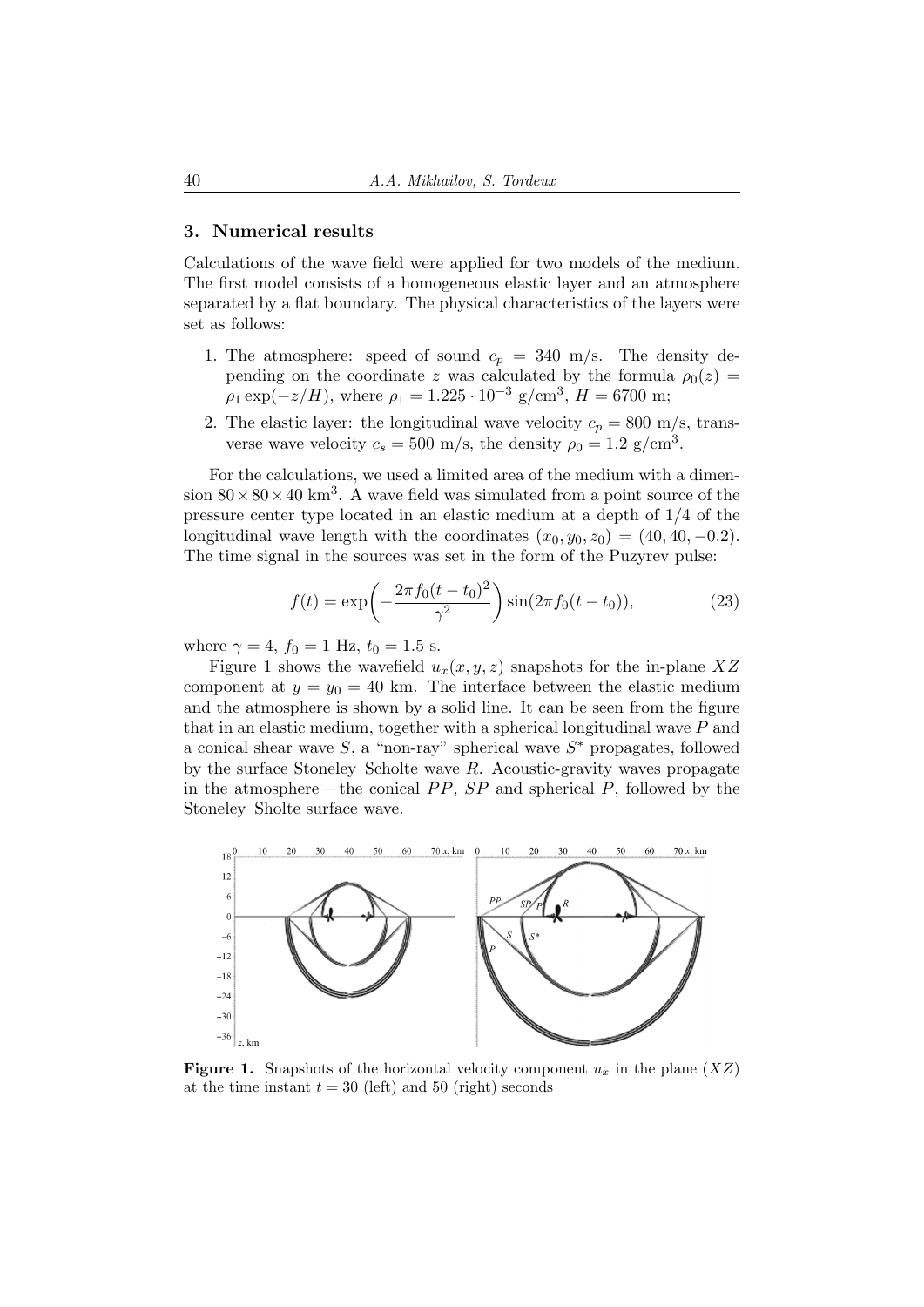## 3. Numerical results

Calculations of the wave field were applied for two models of the medium. The first model consists of a homogeneous elastic layer and an atmosphere separated by a flat boundary. The physical characteristics of the layers were set as follows:

1. The atmosphere: speed of sound $c_p = 340$ m/s. The density depending on the coordinate $z$ was calculated by the formula $\rho_0(z) = \rho_1 \exp(-z/H)$, where $\rho_1 = 1.225 \cdot 10^{-3}$ g/cm$^3$, $H = 6700$ m;
2. The elastic layer: the longitudinal wave velocity $c_p = 800$ m/s, transverse wave velocity $c_s = 500$ m/s, the density $\rho_0 = 1.2$ g/cm$^3$.

For the calculations, we used a limited area of the medium with a dimension $80 \times 80 \times 40$ km$^3$. A wave field was simulated from a point source of the pressure center type located in an elastic medium at a depth of 1/4 of the longitudinal wave length with the coordinates $(x_0, y_0, z_0) = (40, 40, -0.2)$. The time signal in the sources was set in the form of the Puzyrev pulse:

$$f(t) = \exp\left(-\frac{2\pi f_0 (t - t_0)^2}{\gamma^2}\right) \sin(2\pi f_0 (t - t_0)), \tag{23}$$

where $\gamma = 4$, $f_0 = 1$ Hz, $t_0 = 1.5$ s.

Figure 1 shows the wavefield $u_x(x, y, z)$ snapshots for the in-plane $XZ$ component at $y = y_0 = 40$ km. The interface between the elastic medium and the atmosphere is shown by a solid line. It can be seen from the figure that in an elastic medium, together with a spherical longitudinal wave $P$ and a conical shear wave $S$, a "non-ray" spherical wave $S^*$ propagates, followed by the surface Stoneley–Scholte wave $R$. Acoustic-gravity waves propagate in the atmosphere — the conical $PP$, $SP$ and spherical $P$, followed by the Stoneley–Sholte surface wave.

**Figure 1.** Snapshots of the horizontal velocity component $u_x$ in the plane $(XZ)$ at the time instant $t = 30$ (left) and 50 (right) seconds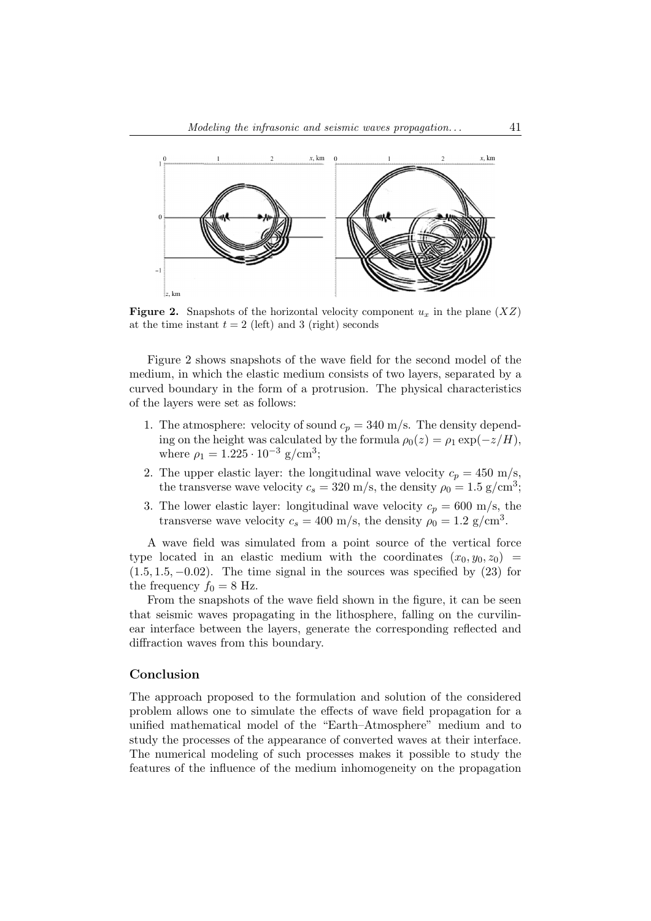**Figure 2.** Snapshots of the horizontal velocity component $u_x$ in the plane $(XZ)$ at the time instant $t = 2$ (left) and 3 (right) seconds

Figure 2 shows snapshots of the wave field for the second model of the medium, in which the elastic medium consists of two layers, separated by a curved boundary in the form of a protrusion. The physical characteristics of the layers were set as follows:

1. The atmosphere: velocity of sound $c_p = 340$ m/s. The density depending on the height was calculated by the formula $\rho_0(z) = \rho_1 \exp(-z/H)$, where $\rho_1 = 1.225 \cdot 10^{-3}$ g/cm$^3$;
2. The upper elastic layer: the longitudinal wave velocity $c_p = 450$ m/s, the transverse wave velocity $c_s = 320$ m/s, the density $\rho_0 = 1.5$ g/cm$^3$;
3. The lower elastic layer: longitudinal wave velocity $c_p = 600$ m/s, the transverse wave velocity $c_s = 400$ m/s, the density $\rho_0 = 1.2$ g/cm$^3$.

A wave field was simulated from a point source of the vertical force type located in an elastic medium with the coordinates $(x_0, y_0, z_0) = (1.5, 1.5, -0.02)$. The time signal in the sources was specified by (23) for the frequency $f_0 = 8$ Hz.

From the snapshots of the wave field shown in the figure, it can be seen that seismic waves propagating in the lithosphere, falling on the curvilinear interface between the layers, generate the corresponding reflected and diffraction waves from this boundary.

## Conclusion

The approach proposed to the formulation and solution of the considered problem allows one to simulate the effects of wave field propagation for a unified mathematical model of the "Earth–Atmosphere" medium and to study the processes of the appearance of converted waves at their interface. The numerical modeling of such processes makes it possible to study the features of the influence of the medium inhomogeneity on the propagation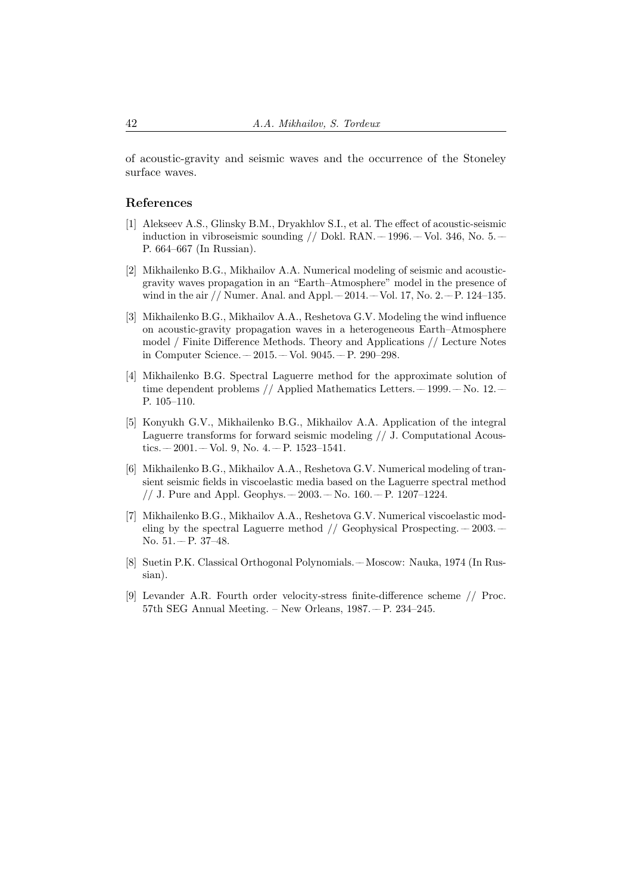of acoustic-gravity and seismic waves and the occurrence of the Stoneley surface waves.

## References

[1] Alekseev A.S., Glinsky B.M., Dryakhlov S.I., et al. The effect of acoustic-seismic induction in vibroseismic sounding // Dokl. RAN. — 1996. — Vol. 346, No. 5. — P. 664–667 (In Russian).

[2] Mikhailenko B.G., Mikhailov A.A. Numerical modeling of seismic and acoustic-gravity waves propagation in an "Earth–Atmosphere" model in the presence of wind in the air // Numer. Anal. and Appl. — 2014. — Vol. 17, No. 2. — P. 124–135.

[3] Mikhailenko B.G., Mikhailov A.A., Reshetova G.V. Modeling the wind influence on acoustic-gravity propagation waves in a heterogeneous Earth–Atmosphere model / Finite Difference Methods. Theory and Applications // Lecture Notes in Computer Science. — 2015. — Vol. 9045. — P. 290–298.

[4] Mikhailenko B.G. Spectral Laguerre method for the approximate solution of time dependent problems // Applied Mathematics Letters. — 1999. — No. 12. — P. 105–110.

[5] Konyukh G.V., Mikhailenko B.G., Mikhailov A.A. Application of the integral Laguerre transforms for forward seismic modeling // J. Computational Acoustics. — 2001. — Vol. 9, No. 4. — P. 1523–1541.

[6] Mikhailenko B.G., Mikhailov A.A., Reshetova G.V. Numerical modeling of transient seismic fields in viscoelastic media based on the Laguerre spectral method // J. Pure and Appl. Geophys. — 2003. — No. 160. — P. 1207–1224.

[7] Mikhailenko B.G., Mikhailov A.A., Reshetova G.V. Numerical viscoelastic modeling by the spectral Laguerre method // Geophysical Prospecting. — 2003. — No. 51. — P. 37–48.

[8] Suetin P.K. Classical Orthogonal Polynomials. — Moscow: Nauka, 1974 (In Russian).

[9] Levander A.R. Fourth order velocity-stress finite-difference scheme // Proc. 57th SEG Annual Meeting. – New Orleans, 1987. — P. 234–245.